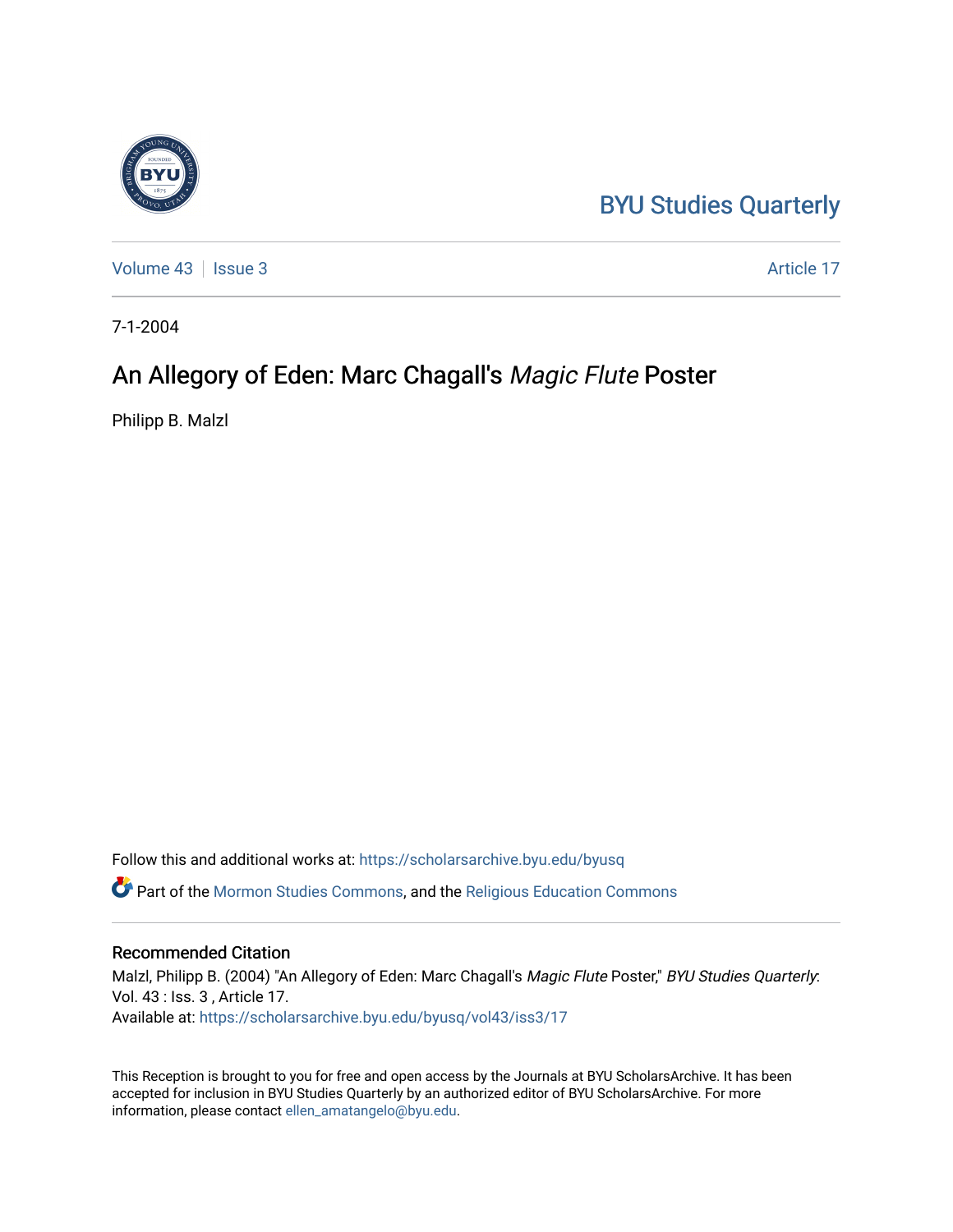BYU Studies Quarterly

Volume 43 | Issue 3 | Article 17

7-1-2004

# An Allegory of Eden: Marc Chagall's *Magic Flute* Poster

Philipp B. Malzl

Follow this and additional works at: https://scholarsarchive.byu.edu/byusq

Part of the Mormon Studies Commons, and the Religious Education Commons

## Recommended Citation

Malzl, Philipp B. (2004) "An Allegory of Eden: Marc Chagall's *Magic Flute* Poster," *BYU Studies Quarterly*: Vol. 43 : Iss. 3 , Article 17.
Available at: https://scholarsarchive.byu.edu/byusq/vol43/iss3/17

This Reception is brought to you for free and open access by the Journals at BYU ScholarsArchive. It has been accepted for inclusion in BYU Studies Quarterly by an authorized editor of BYU ScholarsArchive. For more information, please contact ellen_amatangelo@byu.edu.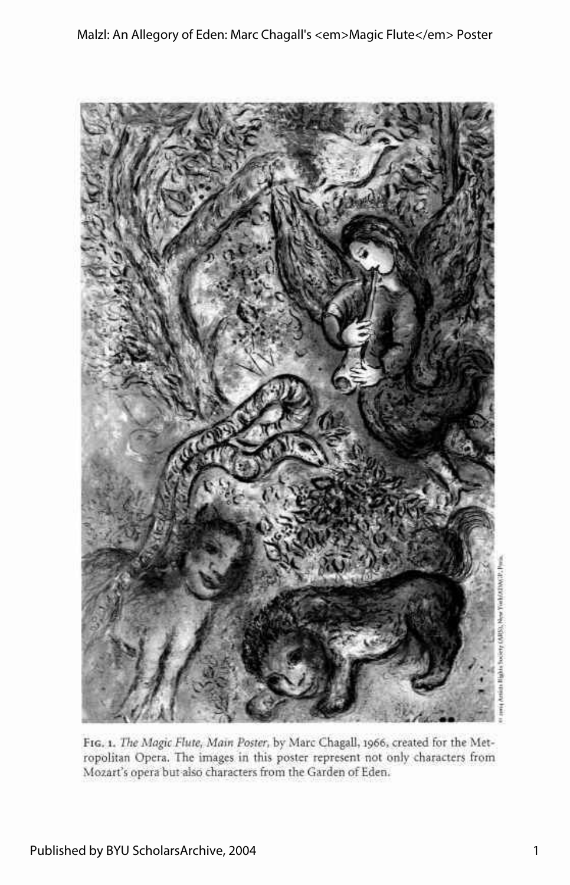Fig. 1. *The Magic Flute, Main Poster*, by Marc Chagall, 1966, created for the Metropolitan Opera. The images in this poster represent not only characters from Mozart's opera but also characters from the Garden of Eden.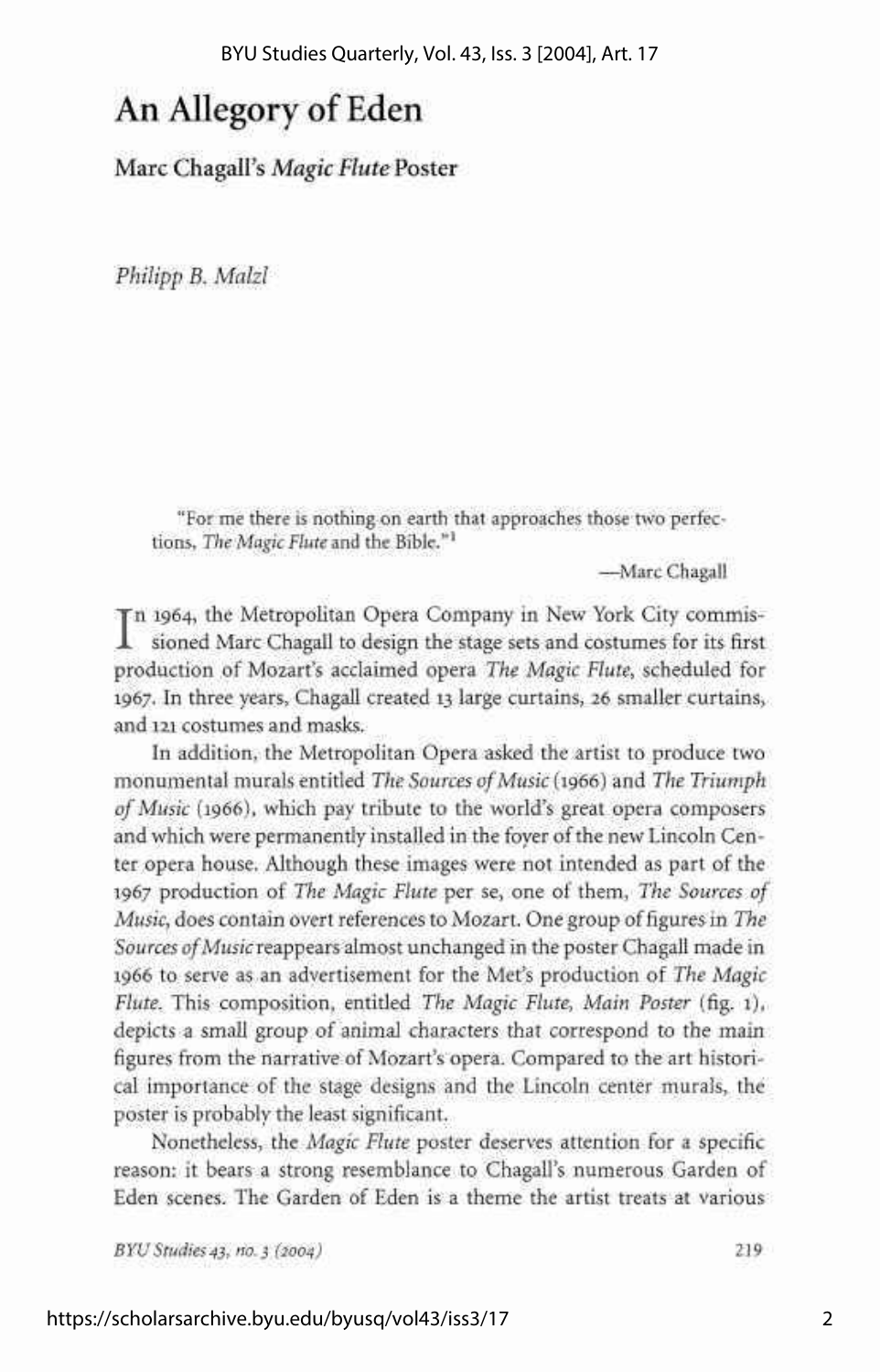# An Allegory of Eden

## Marc Chagall's *Magic Flute* Poster

*Philipp B. Malzl*

> "For me there is nothing on earth that approaches those two perfections, *The Magic Flute* and the Bible."[1]
>
> —Marc Chagall

In 1964, the Metropolitan Opera Company in New York City commissioned Marc Chagall to design the stage sets and costumes for its first production of Mozart's acclaimed opera *The Magic Flute*, scheduled for 1967. In three years, Chagall created 13 large curtains, 26 smaller curtains, and 121 costumes and masks.

In addition, the Metropolitan Opera asked the artist to produce two monumental murals entitled *The Sources of Music* (1966) and *The Triumph of Music* (1966), which pay tribute to the world's great opera composers and which were permanently installed in the foyer of the new Lincoln Center opera house. Although these images were not intended as part of the 1967 production of *The Magic Flute* per se, one of them, *The Sources of Music*, does contain overt references to Mozart. One group of figures in *The Sources of Music* reappears almost unchanged in the poster Chagall made in 1966 to serve as an advertisement for the Met's production of *The Magic Flute*. This composition, entitled *The Magic Flute, Main Poster* (fig. 1), depicts a small group of animal characters that correspond to the main figures from the narrative of Mozart's opera. Compared to the art historical importance of the stage designs and the Lincoln center murals, the poster is probably the least significant.

Nonetheless, the *Magic Flute* poster deserves attention for a specific reason: it bears a strong resemblance to Chagall's numerous Garden of Eden scenes. The Garden of Eden is a theme the artist treats at various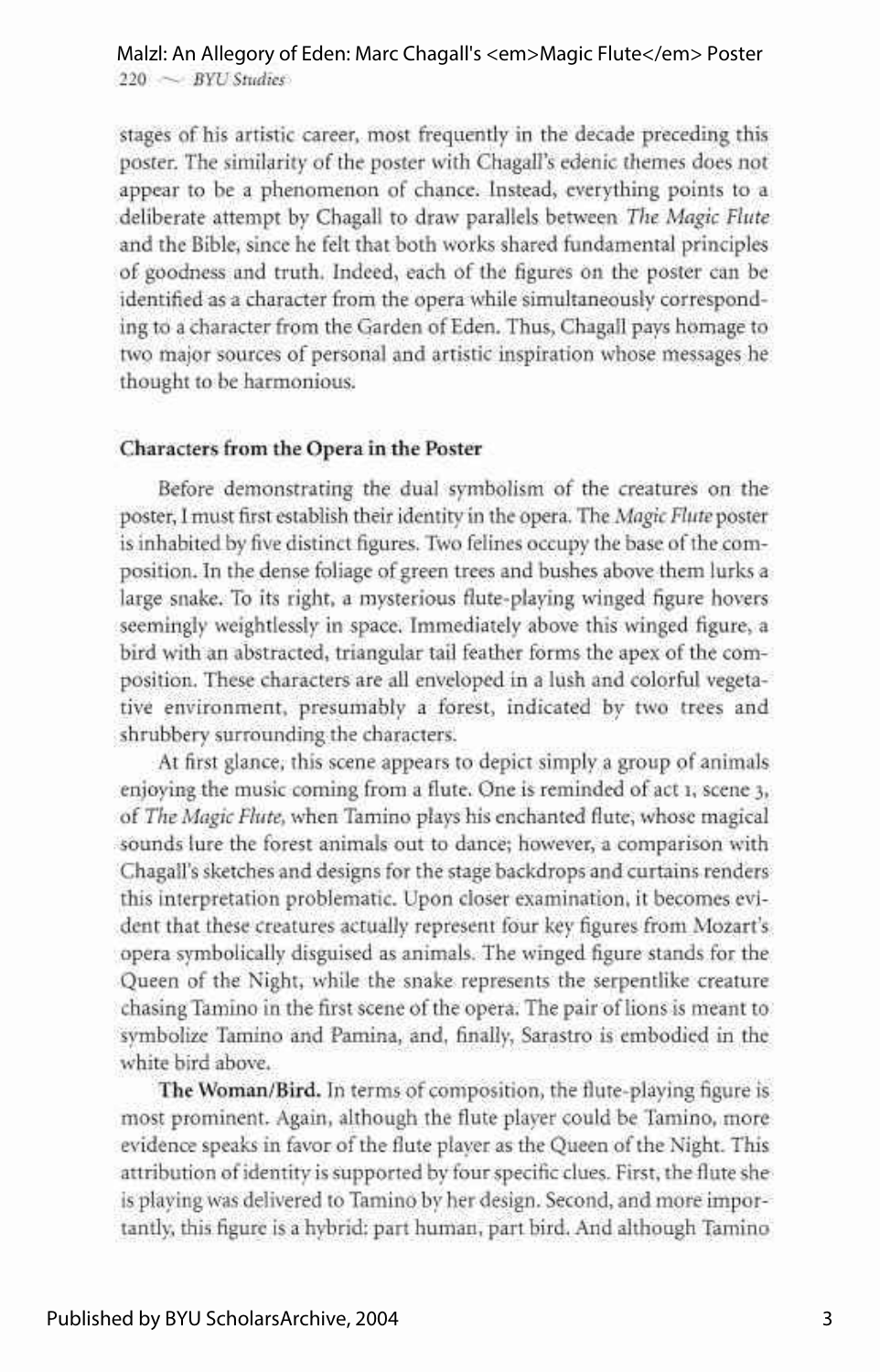stages of his artistic career, most frequently in the decade preceding this poster. The similarity of the poster with Chagall's edenic themes does not appear to be a phenomenon of chance. Instead, everything points to a deliberate attempt by Chagall to draw parallels between *The Magic Flute* and the Bible, since he felt that both works shared fundamental principles of goodness and truth. Indeed, each of the figures on the poster can be identified as a character from the opera while simultaneously corresponding to a character from the Garden of Eden. Thus, Chagall pays homage to two major sources of personal and artistic inspiration whose messages he thought to be harmonious.

### Characters from the Opera in the Poster

Before demonstrating the dual symbolism of the creatures on the poster, I must first establish their identity in the opera. The *Magic Flute* poster is inhabited by five distinct figures. Two felines occupy the base of the composition. In the dense foliage of green trees and bushes above them lurks a large snake. To its right, a mysterious flute-playing winged figure hovers seemingly weightlessly in space. Immediately above this winged figure, a bird with an abstracted, triangular tail feather forms the apex of the composition. These characters are all enveloped in a lush and colorful vegetative environment, presumably a forest, indicated by two trees and shrubbery surrounding the characters.

At first glance, this scene appears to depict simply a group of animals enjoying the music coming from a flute. One is reminded of act 1, scene 3, of *The Magic Flute*, when Tamino plays his enchanted flute, whose magical sounds lure the forest animals out to dance; however, a comparison with Chagall's sketches and designs for the stage backdrops and curtains renders this interpretation problematic. Upon closer examination, it becomes evident that these creatures actually represent four key figures from Mozart's opera symbolically disguised as animals. The winged figure stands for the Queen of the Night, while the snake represents the serpentlike creature chasing Tamino in the first scene of the opera. The pair of lions is meant to symbolize Tamino and Pamina, and, finally, Sarastro is embodied in the white bird above.

**The Woman/Bird.** In terms of composition, the flute-playing figure is most prominent. Again, although the flute player could be Tamino, more evidence speaks in favor of the flute player as the Queen of the Night. This attribution of identity is supported by four specific clues. First, the flute she is playing was delivered to Tamino by her design. Second, and more importantly, this figure is a hybrid: part human, part bird. And although Tamino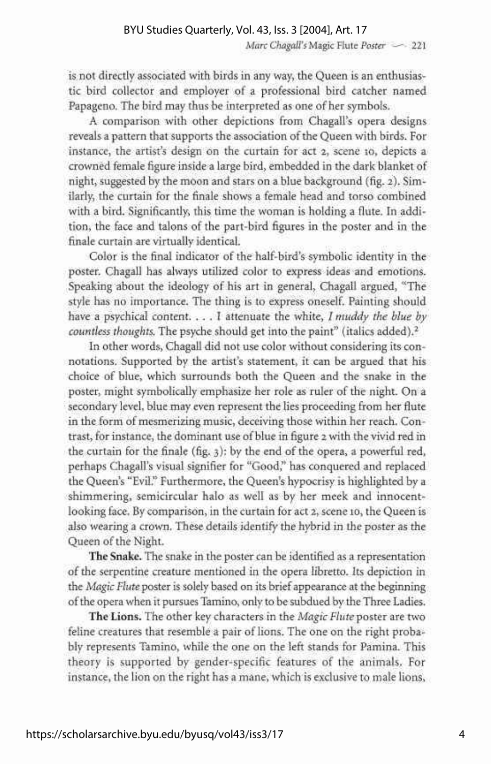is not directly associated with birds in any way, the Queen is an enthusiastic bird collector and employer of a professional bird catcher named Papageno. The bird may thus be interpreted as one of her symbols.

A comparison with other depictions from Chagall's opera designs reveals a pattern that supports the association of the Queen with birds. For instance, the artist's design on the curtain for act 2, scene 10, depicts a crowned female figure inside a large bird, embedded in the dark blanket of night, suggested by the moon and stars on a blue background (fig. 2). Similarly, the curtain for the finale shows a female head and torso combined with a bird. Significantly, this time the woman is holding a flute. In addition, the face and talons of the part-bird figures in the poster and in the finale curtain are virtually identical.

Color is the final indicator of the half-bird's symbolic identity in the poster. Chagall has always utilized color to express ideas and emotions. Speaking about the ideology of his art in general, Chagall argued, "The style has no importance. The thing is to express oneself. Painting should have a psychical content. . . . I attenuate the white, *I muddy the blue by countless thoughts*. The psyche should get into the paint" (italics added).[2]

In other words, Chagall did not use color without considering its connotations. Supported by the artist's statement, it can be argued that his choice of blue, which surrounds both the Queen and the snake in the poster, might symbolically emphasize her role as ruler of the night. On a secondary level, blue may even represent the lies proceeding from her flute in the form of mesmerizing music, deceiving those within her reach. Contrast, for instance, the dominant use of blue in figure 2 with the vivid red in the curtain for the finale (fig. 3): by the end of the opera, a powerful red, perhaps Chagall's visual signifier for "Good," has conquered and replaced the Queen's "Evil." Furthermore, the Queen's hypocrisy is highlighted by a shimmering, semicircular halo as well as by her meek and innocent-looking face. By comparison, in the curtain for act 2, scene 10, the Queen is also wearing a crown. These details identify the hybrid in the poster as the Queen of the Night.

**The Snake.** The snake in the poster can be identified as a representation of the serpentine creature mentioned in the opera libretto. Its depiction in the *Magic Flute* poster is solely based on its brief appearance at the beginning of the opera when it pursues Tamino, only to be subdued by the Three Ladies.

**The Lions.** The other key characters in the *Magic Flute* poster are two feline creatures that resemble a pair of lions. The one on the right probably represents Tamino, while the one on the left stands for Pamina. This theory is supported by gender-specific features of the animals. For instance, the lion on the right has a mane, which is exclusive to male lions,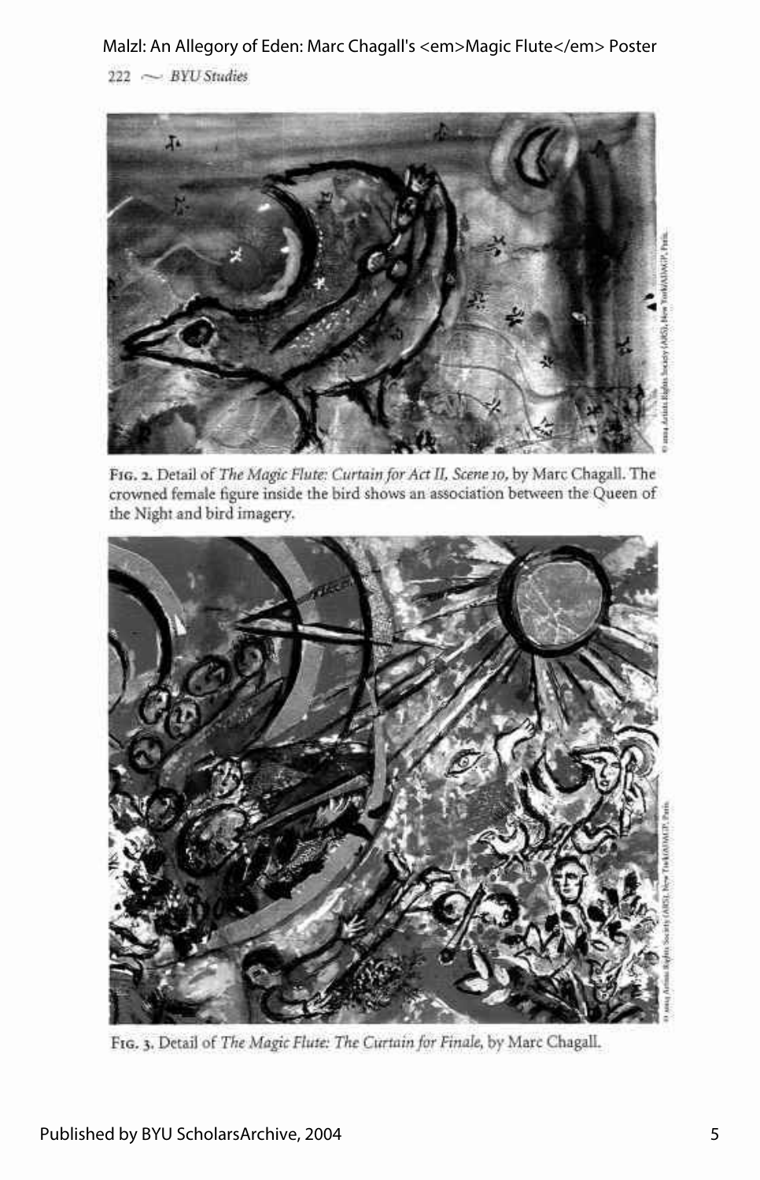Fig. 2. Detail of *The Magic Flute: Curtain for Act II, Scene 10*, by Marc Chagall. The crowned female figure inside the bird shows an association between the Queen of the Night and bird imagery.

Fig. 3. Detail of *The Magic Flute: The Curtain for Finale*, by Marc Chagall.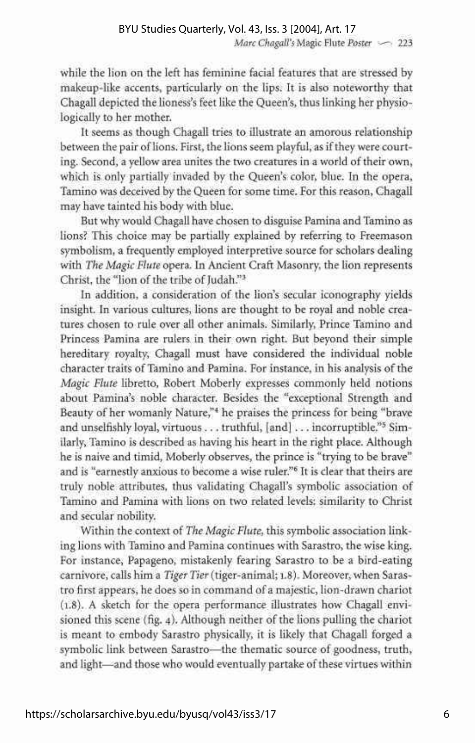while the lion on the left has feminine facial features that are stressed by makeup-like accents, particularly on the lips. It is also noteworthy that Chagall depicted the lioness's feet like the Queen's, thus linking her physiologically to her mother.

It seems as though Chagall tries to illustrate an amorous relationship between the pair of lions. First, the lions seem playful, as if they were courting. Second, a yellow area unites the two creatures in a world of their own, which is only partially invaded by the Queen's color, blue. In the opera, Tamino was deceived by the Queen for some time. For this reason, Chagall may have tainted his body with blue.

But why would Chagall have chosen to disguise Pamina and Tamino as lions? This choice may be partially explained by referring to Freemason symbolism, a frequently employed interpretive source for scholars dealing with *The Magic Flute* opera. In Ancient Craft Masonry, the lion represents Christ, the "lion of the tribe of Judah."[3]

In addition, a consideration of the lion's secular iconography yields insight. In various cultures, lions are thought to be royal and noble creatures chosen to rule over all other animals. Similarly, Prince Tamino and Princess Pamina are rulers in their own right. But beyond their simple hereditary royalty, Chagall must have considered the individual noble character traits of Tamino and Pamina. For instance, in his analysis of the *Magic Flute* libretto, Robert Moberly expresses commonly held notions about Pamina's noble character. Besides the "exceptional Strength and Beauty of her womanly Nature,"[4] he praises the princess for being "brave and unselfishly loyal, virtuous . . . truthful, [and] . . . incorruptible."[5] Similarly, Tamino is described as having his heart in the right place. Although he is naive and timid, Moberly observes, the prince is "trying to be brave" and is "earnestly anxious to become a wise ruler."[6] It is clear that theirs are truly noble attributes, thus validating Chagall's symbolic association of Tamino and Pamina with lions on two related levels: similarity to Christ and secular nobility.

Within the context of *The Magic Flute*, this symbolic association linking lions with Tamino and Pamina continues with Sarastro, the wise king. For instance, Papageno, mistakenly fearing Sarastro to be a bird-eating carnivore, calls him a *Tiger Tier* (tiger-animal; 1.8). Moreover, when Sarastro first appears, he does so in command of a majestic, lion-drawn chariot (1.8). A sketch for the opera performance illustrates how Chagall envisioned this scene (fig. 4). Although neither of the lions pulling the chariot is meant to embody Sarastro physically, it is likely that Chagall forged a symbolic link between Sarastro—the thematic source of goodness, truth, and light—and those who would eventually partake of these virtues within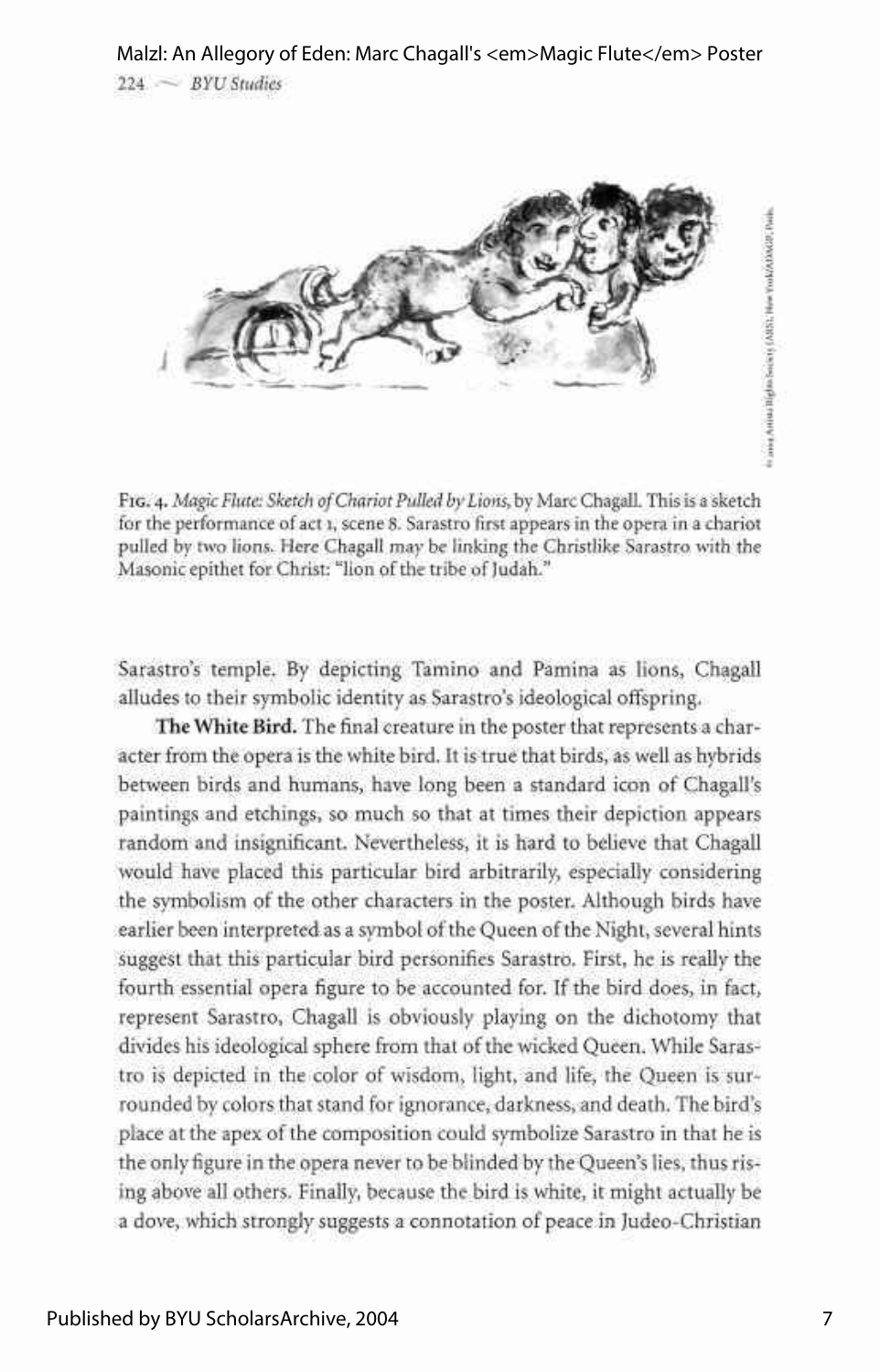Fig. 4. *Magic Flute: Sketch of Chariot Pulled by Lions*, by Marc Chagall. This is a sketch for the performance of act 1, scene 8. Sarastro first appears in the opera in a chariot pulled by two lions. Here Chagall may be linking the Christlike Sarastro with the Masonic epithet for Christ: "lion of the tribe of Judah."

Sarastro's temple. By depicting Tamino and Pamina as lions, Chagall alludes to their symbolic identity as Sarastro's ideological offspring.

**The White Bird.** The final creature in the poster that represents a character from the opera is the white bird. It is true that birds, as well as hybrids between birds and humans, have long been a standard icon of Chagall's paintings and etchings, so much so that at times their depiction appears random and insignificant. Nevertheless, it is hard to believe that Chagall would have placed this particular bird arbitrarily, especially considering the symbolism of the other characters in the poster. Although birds have earlier been interpreted as a symbol of the Queen of the Night, several hints suggest that this particular bird personifies Sarastro. First, he is really the fourth essential opera figure to be accounted for. If the bird does, in fact, represent Sarastro, Chagall is obviously playing on the dichotomy that divides his ideological sphere from that of the wicked Queen. While Sarastro is depicted in the color of wisdom, light, and life, the Queen is surrounded by colors that stand for ignorance, darkness, and death. The bird's place at the apex of the composition could symbolize Sarastro in that he is the only figure in the opera never to be blinded by the Queen's lies, thus rising above all others. Finally, because the bird is white, it might actually be a dove, which strongly suggests a connotation of peace in Judeo-Christian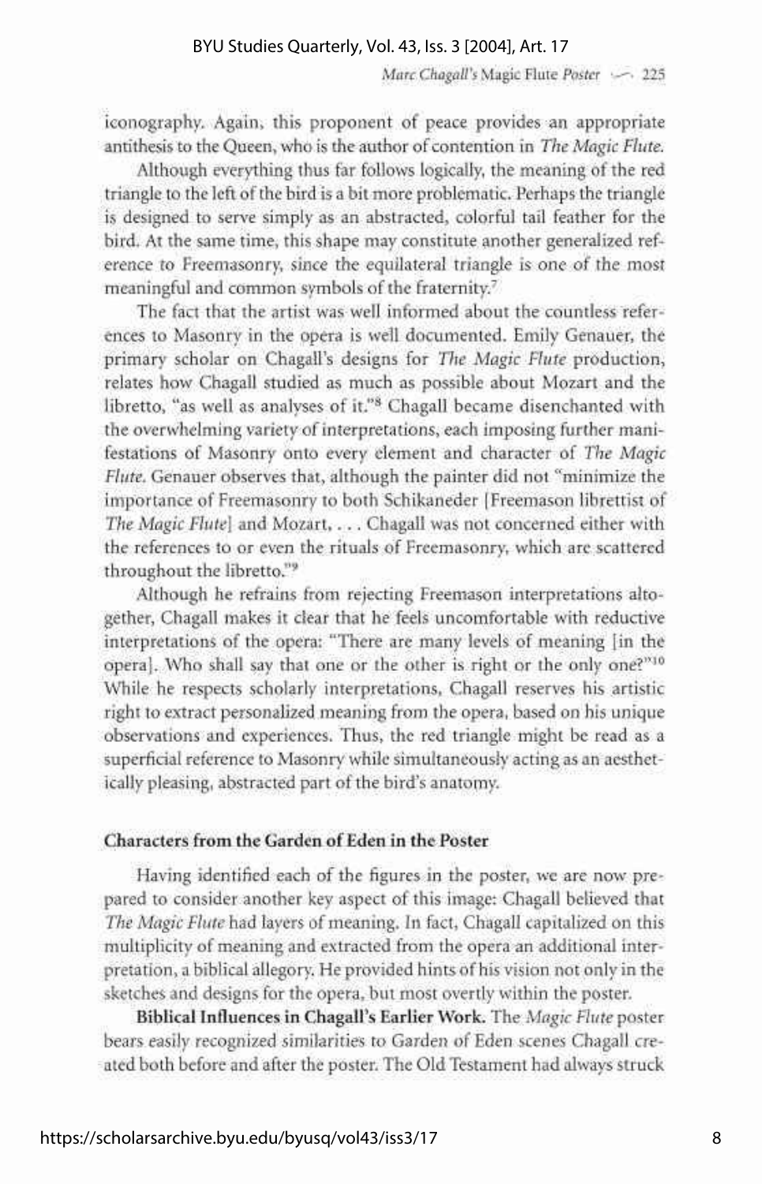iconography. Again, this proponent of peace provides an appropriate antithesis to the Queen, who is the author of contention in *The Magic Flute*.

Although everything thus far follows logically, the meaning of the red triangle to the left of the bird is a bit more problematic. Perhaps the triangle is designed to serve simply as an abstracted, colorful tail feather for the bird. At the same time, this shape may constitute another generalized reference to Freemasonry, since the equilateral triangle is one of the most meaningful and common symbols of the fraternity.[7]

The fact that the artist was well informed about the countless references to Masonry in the opera is well documented. Emily Genauer, the primary scholar on Chagall's designs for *The Magic Flute* production, relates how Chagall studied as much as possible about Mozart and the libretto, "as well as analyses of it."[8] Chagall became disenchanted with the overwhelming variety of interpretations, each imposing further manifestations of Masonry onto every element and character of *The Magic Flute*. Genauer observes that, although the painter did not "minimize the importance of Freemasonry to both Schikaneder [Freemason librettist of *The Magic Flute*] and Mozart, . . . Chagall was not concerned either with the references to or even the rituals of Freemasonry, which are scattered throughout the libretto."[9]

Although he refrains from rejecting Freemason interpretations altogether, Chagall makes it clear that he feels uncomfortable with reductive interpretations of the opera: "There are many levels of meaning [in the opera]. Who shall say that one or the other is right or the only one?"[10] While he respects scholarly interpretations, Chagall reserves his artistic right to extract personalized meaning from the opera, based on his unique observations and experiences. Thus, the red triangle might be read as a superficial reference to Masonry while simultaneously acting as an aesthetically pleasing, abstracted part of the bird's anatomy.

## Characters from the Garden of Eden in the Poster

Having identified each of the figures in the poster, we are now prepared to consider another key aspect of this image: Chagall believed that *The Magic Flute* had layers of meaning. In fact, Chagall capitalized on this multiplicity of meaning and extracted from the opera an additional interpretation, a biblical allegory. He provided hints of his vision not only in the sketches and designs for the opera, but most overtly within the poster.

**Biblical Influences in Chagall's Earlier Work.** The *Magic Flute* poster bears easily recognized similarities to Garden of Eden scenes Chagall created both before and after the poster. The Old Testament had always struck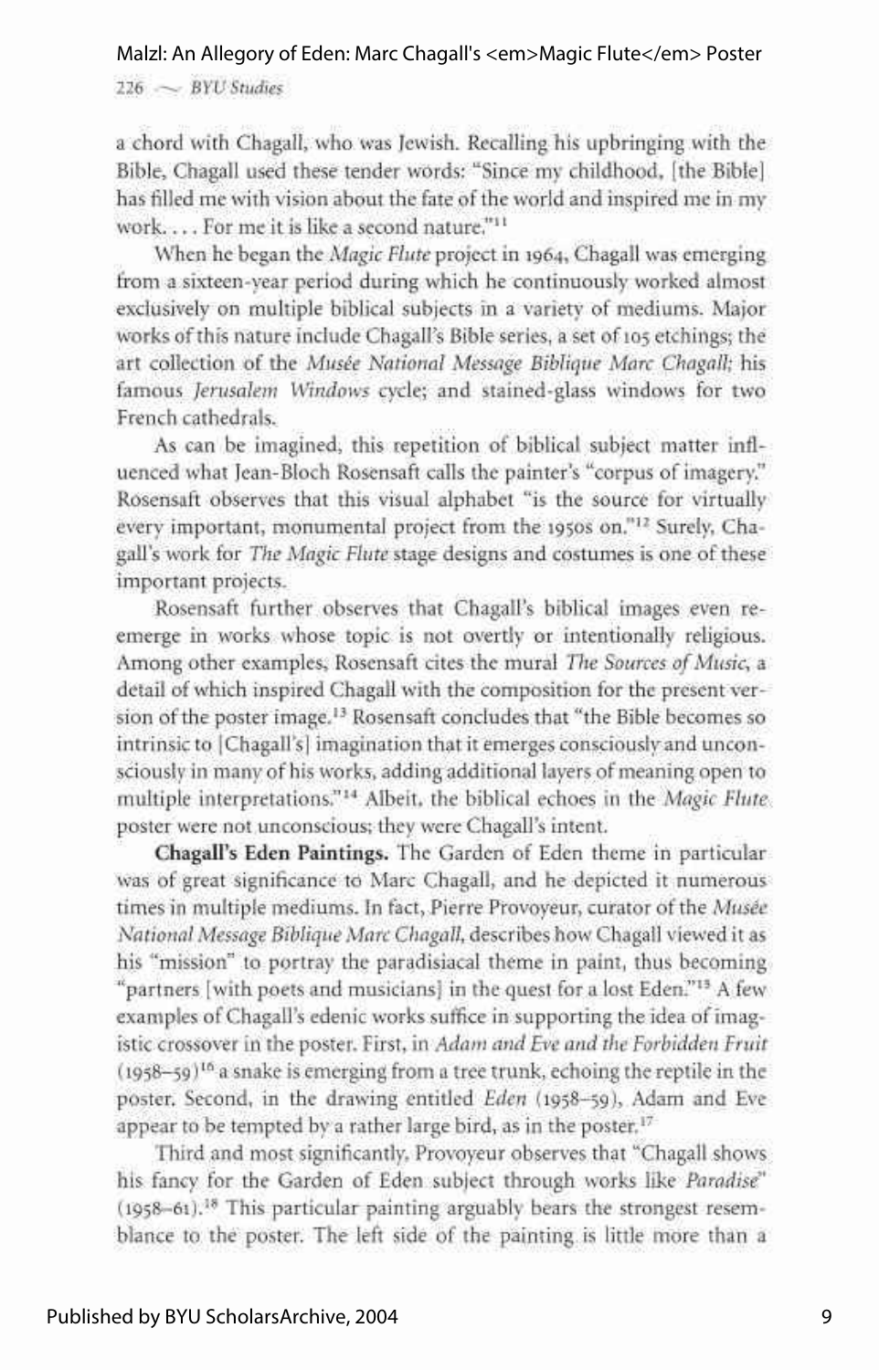a chord with Chagall, who was Jewish. Recalling his upbringing with the Bible, Chagall used these tender words: "Since my childhood, [the Bible] has filled me with vision about the fate of the world and inspired me in my work. . . . For me it is like a second nature."[11]

When he began the *Magic Flute* project in 1964, Chagall was emerging from a sixteen-year period during which he continuously worked almost exclusively on multiple biblical subjects in a variety of mediums. Major works of this nature include Chagall's Bible series, a set of 105 etchings; the art collection of the *Musée National Message Biblique Marc Chagall*; his famous *Jerusalem Windows* cycle; and stained-glass windows for two French cathedrals.

As can be imagined, this repetition of biblical subject matter influenced what Jean-Bloch Rosensaft calls the painter's "corpus of imagery." Rosensaft observes that this visual alphabet "is the source for virtually every important, monumental project from the 1950s on."[12] Surely, Chagall's work for *The Magic Flute* stage designs and costumes is one of these important projects.

Rosensaft further observes that Chagall's biblical images even re-emerge in works whose topic is not overtly or intentionally religious. Among other examples, Rosensaft cites the mural *The Sources of Music*, a detail of which inspired Chagall with the composition for the present version of the poster image.[13] Rosensaft concludes that "the Bible becomes so intrinsic to [Chagall's] imagination that it emerges consciously and unconsciously in many of his works, adding additional layers of meaning open to multiple interpretations."[14] Albeit, the biblical echoes in the *Magic Flute* poster were not unconscious; they were Chagall's intent.

**Chagall's Eden Paintings.** The Garden of Eden theme in particular was of great significance to Marc Chagall, and he depicted it numerous times in multiple mediums. In fact, Pierre Provoyeur, curator of the *Musée National Message Biblique Marc Chagall*, describes how Chagall viewed it as his "mission" to portray the paradisiacal theme in paint, thus becoming "partners [with poets and musicians] in the quest for a lost Eden."[15] A few examples of Chagall's edenic works suffice in supporting the idea of imagistic crossover in the poster. First, in *Adam and Eve and the Forbidden Fruit* (1958–59)[16] a snake is emerging from a tree trunk, echoing the reptile in the poster. Second, in the drawing entitled *Eden* (1958–59), Adam and Eve appear to be tempted by a rather large bird, as in the poster.[17]

Third and most significantly, Provoyeur observes that "Chagall shows his fancy for the Garden of Eden subject through works like *Paradise*" (1958–61).[18] This particular painting arguably bears the strongest resemblance to the poster. The left side of the painting is little more than a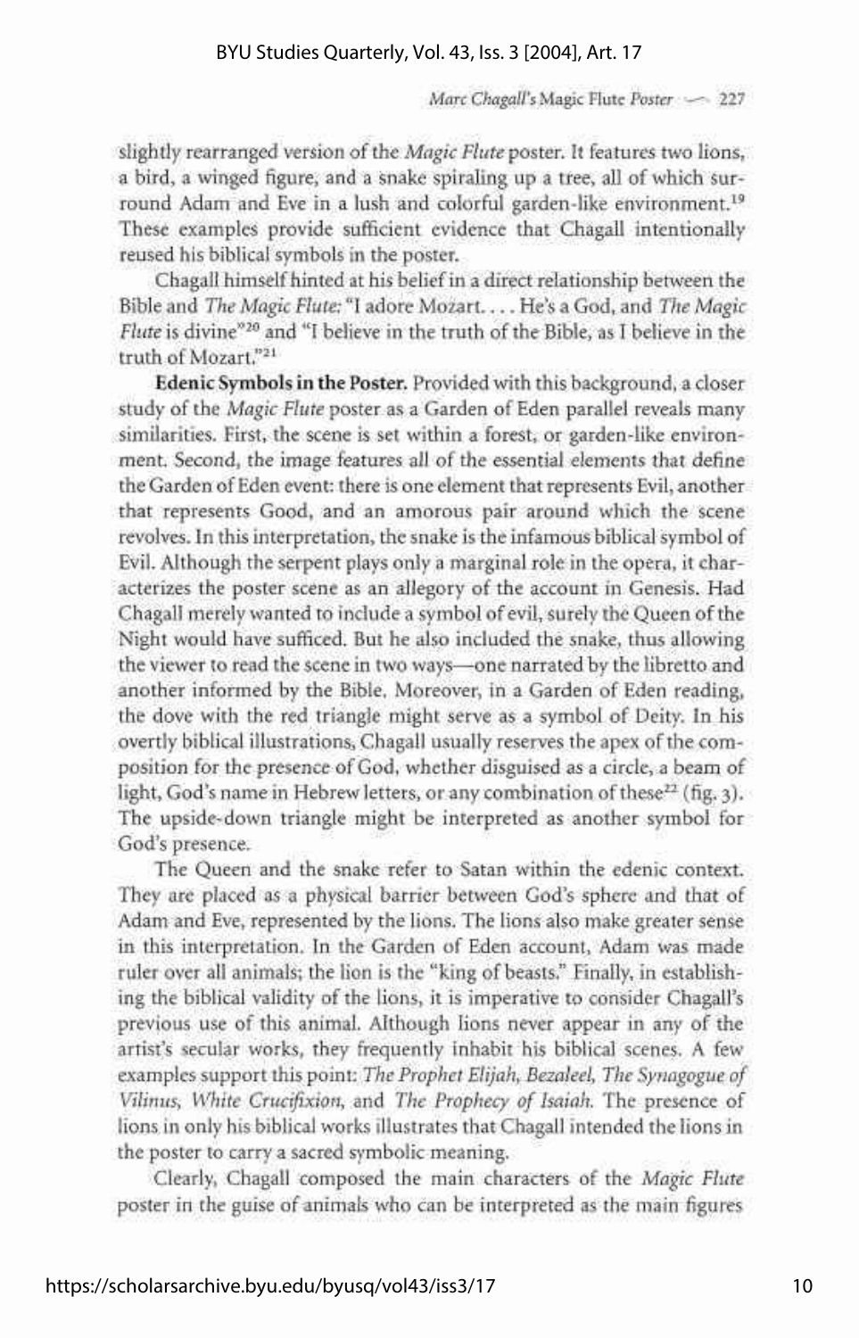slightly rearranged version of the *Magic Flute* poster. It features two lions, a bird, a winged figure, and a snake spiraling up a tree, all of which surround Adam and Eve in a lush and colorful garden-like environment.[19] These examples provide sufficient evidence that Chagall intentionally reused his biblical symbols in the poster.

Chagall himself hinted at his belief in a direct relationship between the Bible and *The Magic Flute*: "I adore Mozart. . . . He's a God, and *The Magic Flute* is divine"[20] and "I believe in the truth of the Bible, as I believe in the truth of Mozart."[21]

**Edenic Symbols in the Poster.** Provided with this background, a closer study of the *Magic Flute* poster as a Garden of Eden parallel reveals many similarities. First, the scene is set within a forest, or garden-like environment. Second, the image features all of the essential elements that define the Garden of Eden event: there is one element that represents Evil, another that represents Good, and an amorous pair around which the scene revolves. In this interpretation, the snake is the infamous biblical symbol of Evil. Although the serpent plays only a marginal role in the opera, it characterizes the poster scene as an allegory of the account in Genesis. Had Chagall merely wanted to include a symbol of evil, surely the Queen of the Night would have sufficed. But he also included the snake, thus allowing the viewer to read the scene in two ways—one narrated by the libretto and another informed by the Bible. Moreover, in a Garden of Eden reading, the dove with the red triangle might serve as a symbol of Deity. In his overtly biblical illustrations, Chagall usually reserves the apex of the composition for the presence of God, whether disguised as a circle, a beam of light, God's name in Hebrew letters, or any combination of these[22] (fig. 3). The upside-down triangle might be interpreted as another symbol for God's presence.

The Queen and the snake refer to Satan within the edenic context. They are placed as a physical barrier between God's sphere and that of Adam and Eve, represented by the lions. The lions also make greater sense in this interpretation. In the Garden of Eden account, Adam was made ruler over all animals; the lion is the "king of beasts." Finally, in establishing the biblical validity of the lions, it is imperative to consider Chagall's previous use of this animal. Although lions never appear in any of the artist's secular works, they frequently inhabit his biblical scenes. A few examples support this point: *The Prophet Elijah*, *Bezaleel*, *The Synagogue of Vilinus*, *White Crucifixion*, and *The Prophecy of Isaiah*. The presence of lions in only his biblical works illustrates that Chagall intended the lions in the poster to carry a sacred symbolic meaning.

Clearly, Chagall composed the main characters of the *Magic Flute* poster in the guise of animals who can be interpreted as the main figures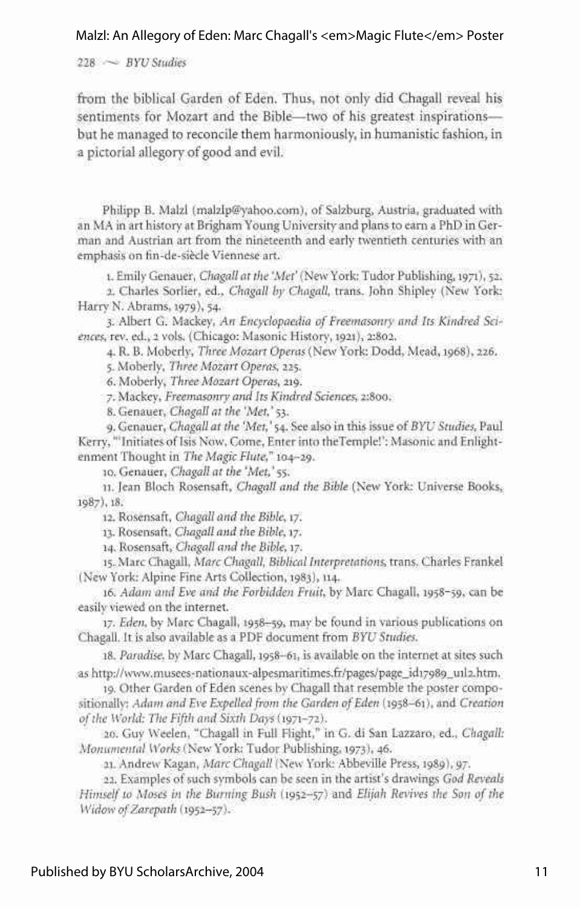from the biblical Garden of Eden. Thus, not only did Chagall reveal his sentiments for Mozart and the Bible—two of his greatest inspirations—but he managed to reconcile them harmoniously, in humanistic fashion, in a pictorial allegory of good and evil.

Philipp B. Malzl (malzlp@yahoo.com), of Salzburg, Austria, graduated with an MA in art history at Brigham Young University and plans to earn a PhD in German and Austrian art from the nineteenth and early twentieth centuries with an emphasis on fin-de-siècle Viennese art.

1. Emily Genauer, *Chagall at the 'Met'* (New York: Tudor Publishing, 1971), 52.

2. Charles Sorlier, ed., *Chagall by Chagall*, trans. John Shipley (New York: Harry N. Abrams, 1979), 54.

3. Albert G. Mackey, *An Encyclopaedia of Freemasonry and Its Kindred Sciences*, rev. ed., 2 vols. (Chicago: Masonic History, 1921), 2:802.

4. R. B. Moberly, *Three Mozart Operas* (New York: Dodd, Mead, 1968), 226.

5. Moberly, *Three Mozart Operas*, 225.

6. Moberly, *Three Mozart Operas*, 219.

7. Mackey, *Freemasonry and Its Kindred Sciences*, 2:800.

8. Genauer, *Chagall at the 'Met,'* 53.

9. Genauer, *Chagall at the 'Met,'* 54. See also in this issue of *BYU Studies*, Paul Kerry, "'Initiates of Isis Now, Come, Enter into theTemple!': Masonic and Enlightenment Thought in *The Magic Flute*," 104–29.

10. Genauer, *Chagall at the 'Met,'* 55.

11. Jean Bloch Rosensaft, *Chagall and the Bible* (New York: Universe Books, 1987), 18.

12. Rosensaft, *Chagall and the Bible*, 17.

13. Rosensaft, *Chagall and the Bible*, 17.

14. Rosensaft, *Chagall and the Bible*, 17.

15. Marc Chagall, *Marc Chagall, Biblical Interpretations*, trans. Charles Frankel (New York: Alpine Fine Arts Collection, 1983), 114.

16. *Adam and Eve and the Forbidden Fruit*, by Marc Chagall, 1958–59, can be easily viewed on the internet.

17. *Eden*, by Marc Chagall, 1958–59, may be found in various publications on Chagall. It is also available as a PDF document from *BYU Studies*.

18. *Paradise*, by Marc Chagall, 1958–61, is available on the internet at sites such as http://www.musees-nationaux-alpesmaritimes.fr/pages/page_id17989_u1l2.htm.

19. Other Garden of Eden scenes by Chagall that resemble the poster compositionally: *Adam and Eve Expelled from the Garden of Eden* (1958–61), and *Creation of the World: The Fifth and Sixth Days* (1971–72).

20. Guy Weelen, "Chagall in Full Flight," in G. di San Lazzaro, ed., *Chagall: Monumental Works* (New York: Tudor Publishing, 1973), 46.

21. Andrew Kagan, *Marc Chagall* (New York: Abbeville Press, 1989), 97.

22. Examples of such symbols can be seen in the artist's drawings *God Reveals Himself to Moses in the Burning Bush* (1952–57) and *Elijah Revives the Son of the Widow of Zarepath* (1952–57).